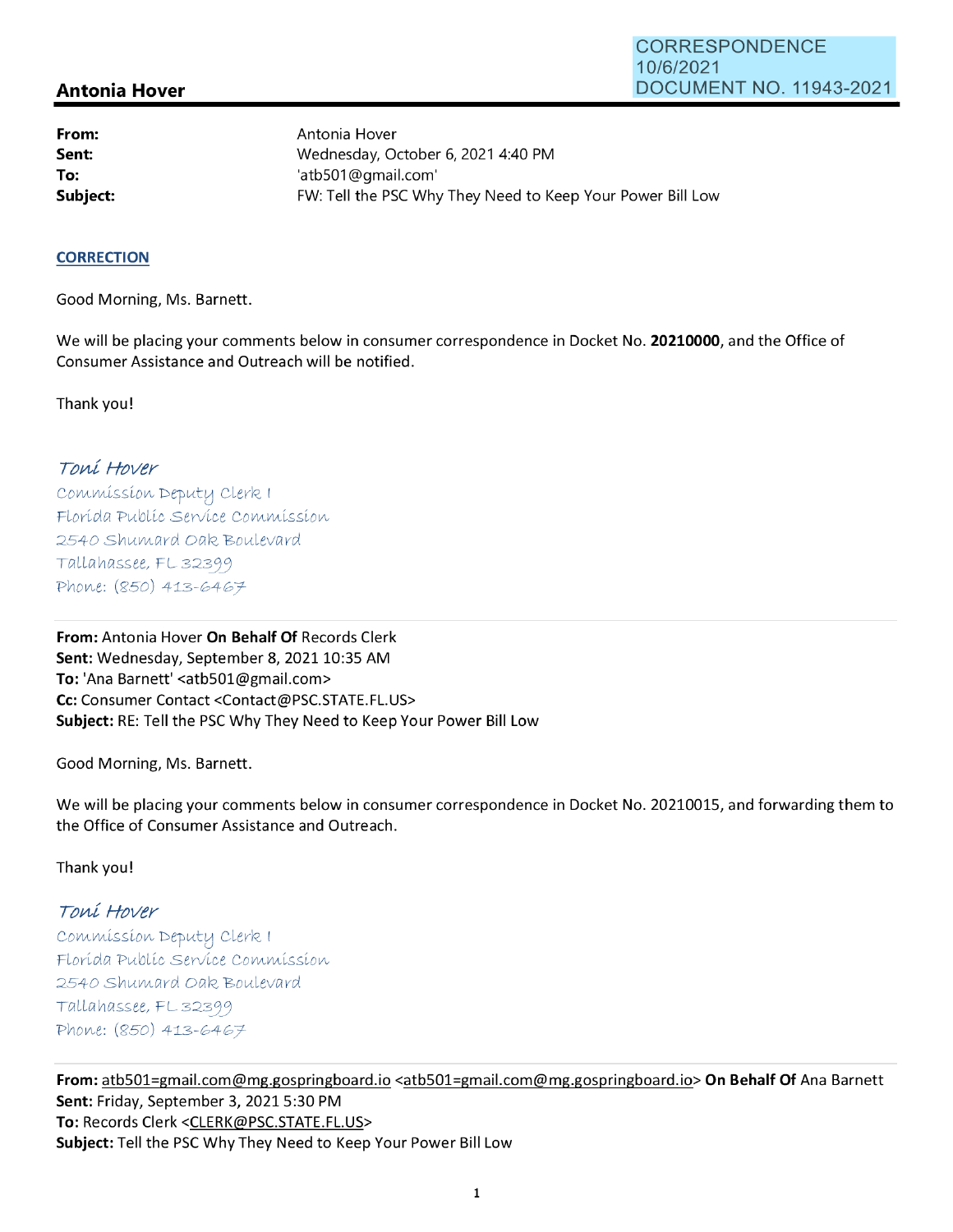CORRESPONDENCE
10/6/2021
DOCUMENT NO. 11943-2021

## Antonia Hover

| | |
|---|---|
| **From:** | Antonia Hover |
| **Sent:** | Wednesday, October 6, 2021 4:40 PM |
| **To:** | 'atb501@gmail.com' |
| **Subject:** | FW: Tell the PSC Why They Need to Keep Your Power Bill Low |

**CORRECTION**

Good Morning, Ms. Barnett.

We will be placing your comments below in consumer correspondence in Docket No. **20210000**, and the Office of Consumer Assistance and Outreach will be notified.

Thank you!

*Toni Hover*
*Commission Deputy Clerk I*
*Florida Public Service Commission*
*2540 Shumard Oak Boulevard*
*Tallahassee, FL 32399*
*Phone: (850) 413-6467*

---

**From:** Antonia Hover **On Behalf Of** Records Clerk
**Sent:** Wednesday, September 8, 2021 10:35 AM
**To:** 'Ana Barnett' <atb501@gmail.com>
**Cc:** Consumer Contact <Contact@PSC.STATE.FL.US>
**Subject:** RE: Tell the PSC Why They Need to Keep Your Power Bill Low

Good Morning, Ms. Barnett.

We will be placing your comments below in consumer correspondence in Docket No. 20210015, and forwarding them to the Office of Consumer Assistance and Outreach.

Thank you!

*Toni Hover*
*Commission Deputy Clerk I*
*Florida Public Service Commission*
*2540 Shumard Oak Boulevard*
*Tallahassee, FL 32399*
*Phone: (850) 413-6467*

---

**From:** atb501=gmail.com@mg.gospringboard.io <atb501=gmail.com@mg.gospringboard.io> **On Behalf Of** Ana Barnett
**Sent:** Friday, September 3, 2021 5:30 PM
**To:** Records Clerk <CLERK@PSC.STATE.FL.US>
**Subject:** Tell the PSC Why They Need to Keep Your Power Bill Low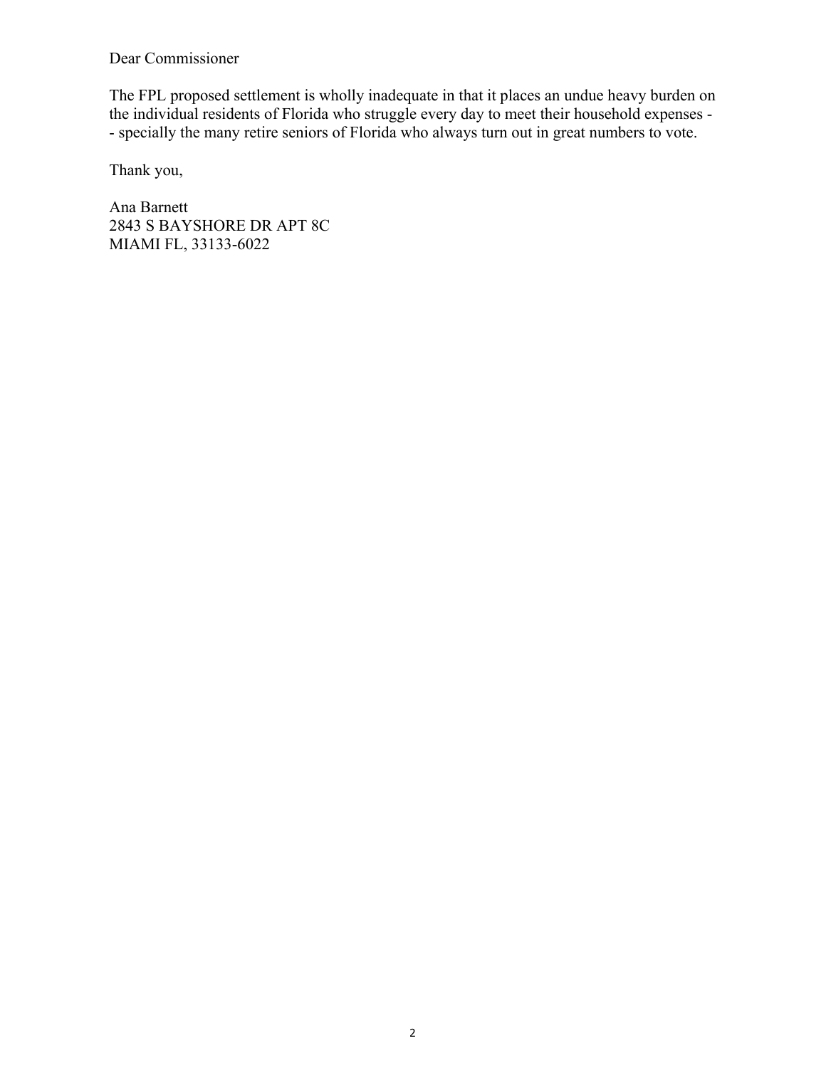Dear Commissioner

The FPL proposed settlement is wholly inadequate in that it places an undue heavy burden on the individual residents of Florida who struggle every day to meet their household expenses -- specially the many retire seniors of Florida who always turn out in great numbers to vote.

Thank you,

Ana Barnett
2843 S BAYSHORE DR APT 8C
MIAMI FL, 33133-6022